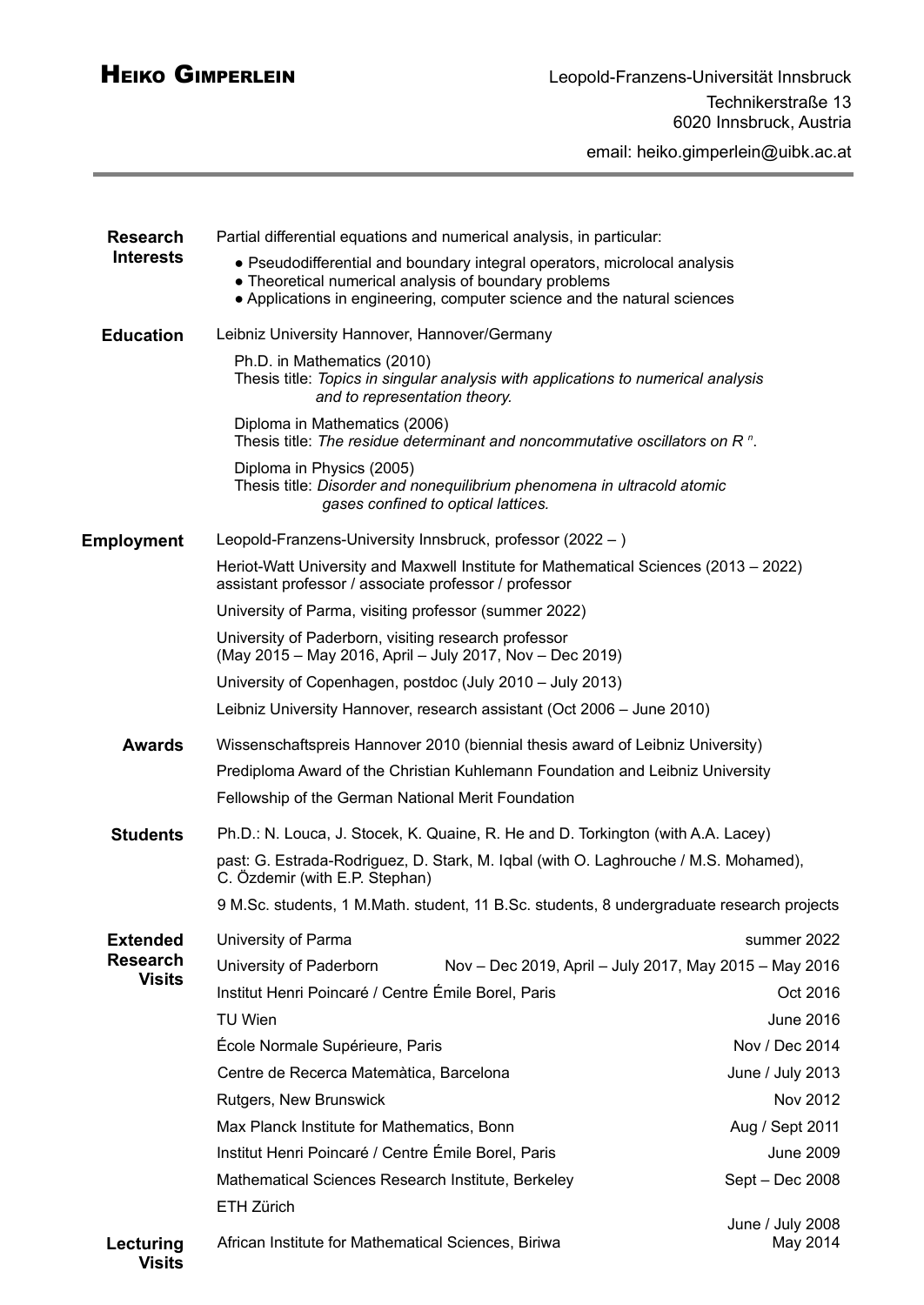# Heiko Gimperlein

Leopold-Franzens-Universität Innsbruck
Technikerstraße 13
6020 Innsbruck, Austria

email: heiko.gimperlein@uibk.ac.at

---

## Research Interests

Partial differential equations and numerical analysis, in particular:

- Pseudodifferential and boundary integral operators, microlocal analysis
- Theoretical numerical analysis of boundary problems
- Applications in engineering, computer science and the natural sciences

## Education

Leibniz University Hannover, Hannover/Germany

Ph.D. in Mathematics (2010)
Thesis title: *Topics in singular analysis with applications to numerical analysis and to representation theory.*

Diploma in Mathematics (2006)
Thesis title: *The residue determinant and noncommutative oscillators on $R^n$.*

Diploma in Physics (2005)
Thesis title: *Disorder and nonequilibrium phenomena in ultracold atomic gases confined to optical lattices.*

## Employment

Leopold-Franzens-University Innsbruck, professor (2022 – )

Heriot-Watt University and Maxwell Institute for Mathematical Sciences (2013 – 2022)
assistant professor / associate professor / professor

University of Parma, visiting professor (summer 2022)

University of Paderborn, visiting research professor
(May 2015 – May 2016, April – July 2017, Nov – Dec 2019)

University of Copenhagen, postdoc (July 2010 – July 2013)

Leibniz University Hannover, research assistant (Oct 2006 – June 2010)

## Awards

Wissenschaftspreis Hannover 2010 (biennial thesis award of Leibniz University)

Prediploma Award of the Christian Kuhlemann Foundation and Leibniz University

Fellowship of the German National Merit Foundation

## Students

Ph.D.: N. Louca, J. Stocek, K. Quaine, R. He and D. Torkington (with A.A. Lacey)

past: G. Estrada-Rodriguez, D. Stark, M. Iqbal (with O. Laghrouche / M.S. Mohamed), C. Özdemir (with E.P. Stephan)

9 M.Sc. students, 1 M.Math. student, 11 B.Sc. students, 8 undergraduate research projects

## Extended Research Visits

| Institution | Dates |
|---|---|
| University of Parma | summer 2022 |
| University of Paderborn | Nov – Dec 2019, April – July 2017, May 2015 – May 2016 |
| Institut Henri Poincaré / Centre Émile Borel, Paris | Oct 2016 |
| TU Wien | June 2016 |
| École Normale Supérieure, Paris | Nov / Dec 2014 |
| Centre de Recerca Matemàtica, Barcelona | June / July 2013 |
| Rutgers, New Brunswick | Nov 2012 |
| Max Planck Institute for Mathematics, Bonn | Aug / Sept 2011 |
| Institut Henri Poincaré / Centre Émile Borel, Paris | June 2009 |
| Mathematical Sciences Research Institute, Berkeley | Sept – Dec 2008 |
| ETH Zürich | June / July 2008 |

## Lecturing Visits

| Institution | Dates |
|---|---|
| African Institute for Mathematical Sciences, Biriwa | May 2014 |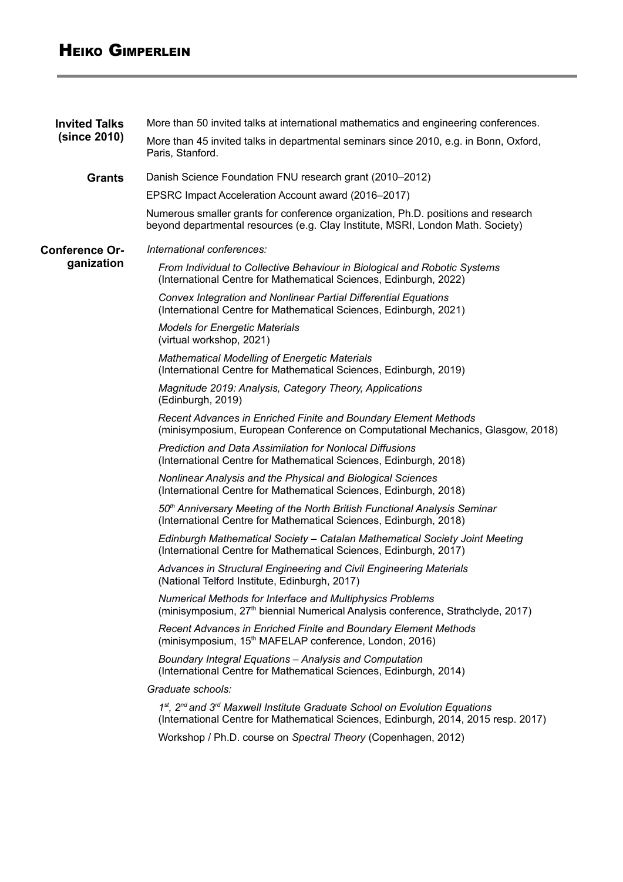# Heiko Gimperlein

**Invited Talks (since 2010)**

More than 50 invited talks at international mathematics and engineering conferences.

More than 45 invited talks in departmental seminars since 2010, e.g. in Bonn, Oxford, Paris, Stanford.

**Grants**

Danish Science Foundation FNU research grant (2010–2012)

EPSRC Impact Acceleration Account award (2016–2017)

Numerous smaller grants for conference organization, Ph.D. positions and research beyond departmental resources (e.g. Clay Institute, MSRI, London Math. Society)

**Conference Organization**

*International conferences:*

*From Individual to Collective Behaviour in Biological and Robotic Systems*
(International Centre for Mathematical Sciences, Edinburgh, 2022)

*Convex Integration and Nonlinear Partial Differential Equations*
(International Centre for Mathematical Sciences, Edinburgh, 2021)

*Models for Energetic Materials*
(virtual workshop, 2021)

*Mathematical Modelling of Energetic Materials*
(International Centre for Mathematical Sciences, Edinburgh, 2019)

*Magnitude 2019: Analysis, Category Theory, Applications*
(Edinburgh, 2019)

*Recent Advances in Enriched Finite and Boundary Element Methods*
(minisymposium, European Conference on Computational Mechanics, Glasgow, 2018)

*Prediction and Data Assimilation for Nonlocal Diffusions*
(International Centre for Mathematical Sciences, Edinburgh, 2018)

*Nonlinear Analysis and the Physical and Biological Sciences*
(International Centre for Mathematical Sciences, Edinburgh, 2018)

*50th Anniversary Meeting of the North British Functional Analysis Seminar*
(International Centre for Mathematical Sciences, Edinburgh, 2018)

*Edinburgh Mathematical Society – Catalan Mathematical Society Joint Meeting*
(International Centre for Mathematical Sciences, Edinburgh, 2017)

*Advances in Structural Engineering and Civil Engineering Materials*
(National Telford Institute, Edinburgh, 2017)

*Numerical Methods for Interface and Multiphysics Problems*
(minisymposium, 27th biennial Numerical Analysis conference, Strathclyde, 2017)

*Recent Advances in Enriched Finite and Boundary Element Methods*
(minisymposium, 15th MAFELAP conference, London, 2016)

*Boundary Integral Equations – Analysis and Computation*
(International Centre for Mathematical Sciences, Edinburgh, 2014)

*Graduate schools:*

*1st, 2nd and 3rd Maxwell Institute Graduate School on Evolution Equations*
(International Centre for Mathematical Sciences, Edinburgh, 2014, 2015 resp. 2017)

Workshop / Ph.D. course on *Spectral Theory* (Copenhagen, 2012)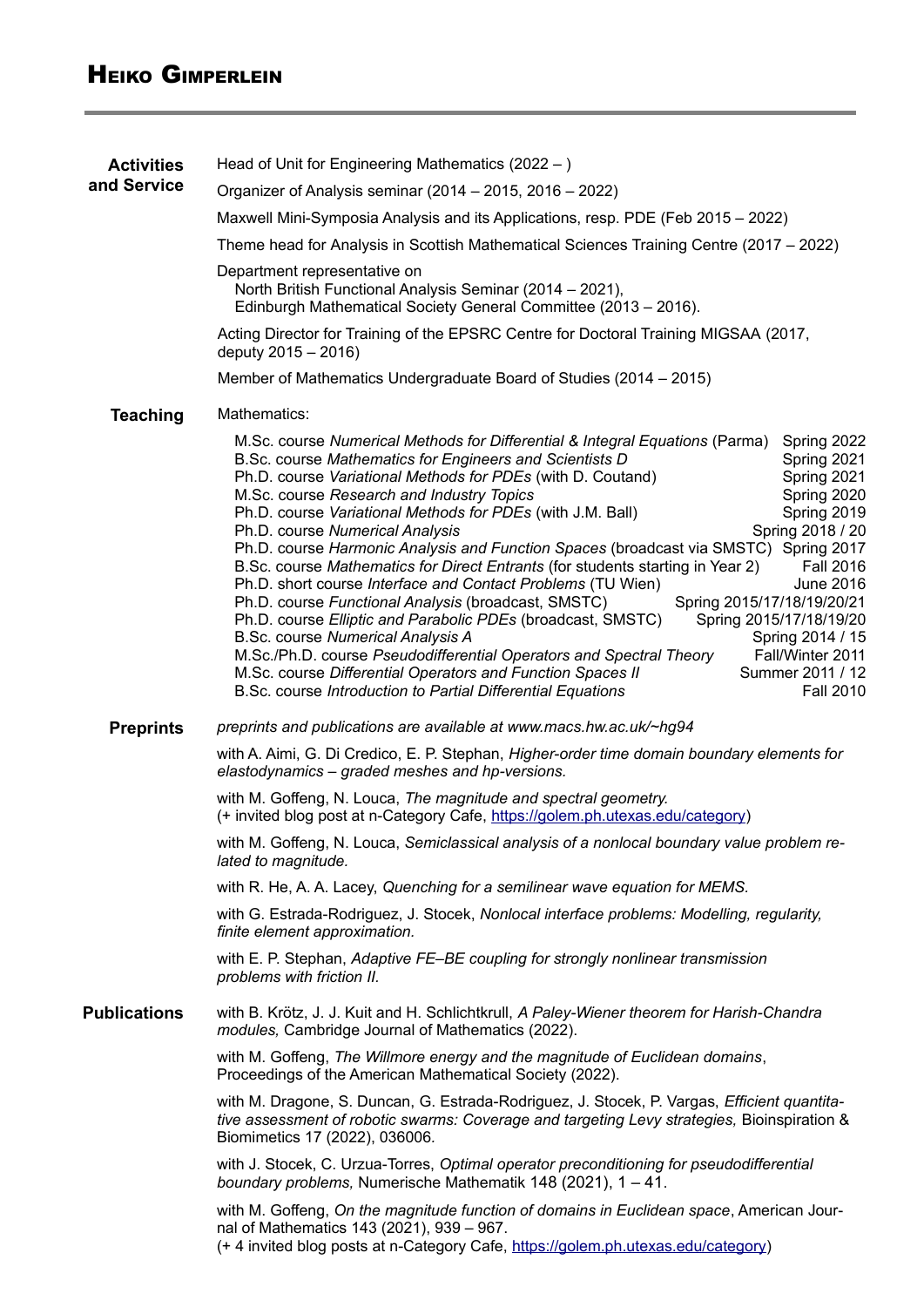# Heiko Gimperlein

## Activities and Service

Head of Unit for Engineering Mathematics (2022 – )

Organizer of Analysis seminar (2014 – 2015, 2016 – 2022)

Maxwell Mini-Symposia Analysis and its Applications, resp. PDE (Feb 2015 – 2022)

Theme head for Analysis in Scottish Mathematical Sciences Training Centre (2017 – 2022)

Department representative on
North British Functional Analysis Seminar (2014 – 2021),
Edinburgh Mathematical Society General Committee (2013 – 2016).

Acting Director for Training of the EPSRC Centre for Doctoral Training MIGSAA (2017, deputy 2015 – 2016)

Member of Mathematics Undergraduate Board of Studies (2014 – 2015)

## Teaching

Mathematics:

- M.Sc. course *Numerical Methods for Differential & Integral Equations* (Parma) — Spring 2022
- B.Sc. course *Mathematics for Engineers and Scientists D* — Spring 2021
- Ph.D. course *Variational Methods for PDEs* (with D. Coutand) — Spring 2021
- M.Sc. course *Research and Industry Topics* — Spring 2020
- Ph.D. course *Variational Methods for PDEs* (with J.M. Ball) — Spring 2019
- Ph.D. course *Numerical Analysis* — Spring 2018 / 20
- Ph.D. course *Harmonic Analysis and Function Spaces* (broadcast via SMSTC) — Spring 2017
- B.Sc. course *Mathematics for Direct Entrants* (for students starting in Year 2) — Fall 2016
- Ph.D. short course *Interface and Contact Problems* (TU Wien) — June 2016
- Ph.D. course *Functional Analysis* (broadcast, SMSTC) — Spring 2015/17/18/19/20/21
- Ph.D. course *Elliptic and Parabolic PDEs* (broadcast, SMSTC) — Spring 2015/17/18/19/20
- B.Sc. course *Numerical Analysis A* — Spring 2014 / 15
- M.Sc./Ph.D. course *Pseudodifferential Operators and Spectral Theory* — Fall/Winter 2011
- M.Sc. course *Differential Operators and Function Spaces II* — Summer 2011 / 12
- B.Sc. course *Introduction to Partial Differential Equations* — Fall 2010

## Preprints

*preprints and publications are available at www.macs.hw.ac.uk/~hg94*

with A. Aimi, G. Di Credico, E. P. Stephan, *Higher-order time domain boundary elements for elastodynamics – graded meshes and hp-versions.*

with M. Goffeng, N. Louca, *The magnitude and spectral geometry.*
(+ invited blog post at n-Category Cafe, https://golem.ph.utexas.edu/category)

with M. Goffeng, N. Louca, *Semiclassical analysis of a nonlocal boundary value problem related to magnitude.*

with R. He, A. A. Lacey, *Quenching for a semilinear wave equation for MEMS.*

with G. Estrada-Rodriguez, J. Stocek, *Nonlocal interface problems: Modelling, regularity, finite element approximation.*

with E. P. Stephan, *Adaptive FE–BE coupling for strongly nonlinear transmission problems with friction II.*

## Publications

with B. Krötz, J. J. Kuit and H. Schlichtkrull, *A Paley-Wiener theorem for Harish-Chandra modules,* Cambridge Journal of Mathematics (2022).

with M. Goffeng, *The Willmore energy and the magnitude of Euclidean domains*, Proceedings of the American Mathematical Society (2022).

with M. Dragone, S. Duncan, G. Estrada-Rodriguez, J. Stocek, P. Vargas, *Efficient quantitative assessment of robotic swarms: Coverage and targeting Levy strategies,* Bioinspiration & Biomimetics 17 (2022), 036006.

with J. Stocek, C. Urzua-Torres, *Optimal operator preconditioning for pseudodifferential boundary problems,* Numerische Mathematik 148 (2021), 1 – 41.

with M. Goffeng, *On the magnitude function of domains in Euclidean space*, American Journal of Mathematics 143 (2021), 939 – 967.
(+ 4 invited blog posts at n-Category Cafe, https://golem.ph.utexas.edu/category)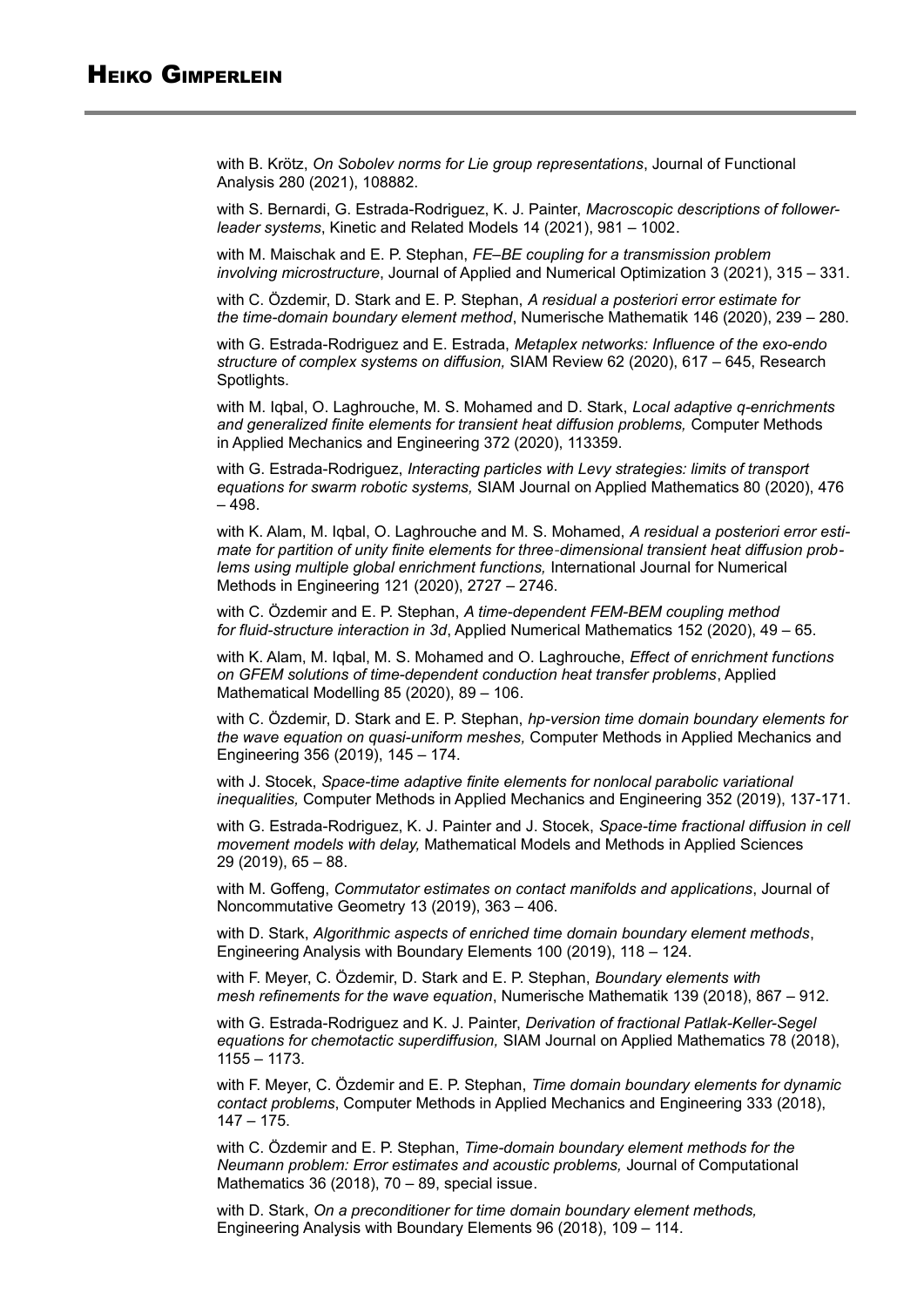with B. Krötz, *On Sobolev norms for Lie group representations*, Journal of Functional Analysis 280 (2021), 108882.

with S. Bernardi, G. Estrada-Rodriguez, K. J. Painter, *Macroscopic descriptions of follower-leader systems*, Kinetic and Related Models 14 (2021), 981 – 1002.

with M. Maischak and E. P. Stephan, *FE–BE coupling for a transmission problem involving microstructure*, Journal of Applied and Numerical Optimization 3 (2021), 315 – 331.

with C. Özdemir, D. Stark and E. P. Stephan, *A residual a posteriori error estimate for the time-domain boundary element method*, Numerische Mathematik 146 (2020), 239 – 280.

with G. Estrada-Rodriguez and E. Estrada, *Metaplex networks: Influence of the exo-endo structure of complex systems on diffusion,* SIAM Review 62 (2020), 617 – 645, Research Spotlights.

with M. Iqbal, O. Laghrouche, M. S. Mohamed and D. Stark, *Local adaptive q-enrichments and generalized finite elements for transient heat diffusion problems,* Computer Methods in Applied Mechanics and Engineering 372 (2020), 113359.

with G. Estrada-Rodriguez, *Interacting particles with Levy strategies: limits of transport equations for swarm robotic systems,* SIAM Journal on Applied Mathematics 80 (2020), 476 – 498.

with K. Alam, M. Iqbal, O. Laghrouche and M. S. Mohamed, *A residual a posteriori error estimate for partition of unity finite elements for three-dimensional transient heat diffusion problems using multiple global enrichment functions,* International Journal for Numerical Methods in Engineering 121 (2020), 2727 – 2746.

with C. Özdemir and E. P. Stephan, *A time-dependent FEM-BEM coupling method for fluid-structure interaction in 3d*, Applied Numerical Mathematics 152 (2020), 49 – 65.

with K. Alam, M. Iqbal, M. S. Mohamed and O. Laghrouche, *Effect of enrichment functions on GFEM solutions of time-dependent conduction heat transfer problems*, Applied Mathematical Modelling 85 (2020), 89 – 106.

with C. Özdemir, D. Stark and E. P. Stephan, *hp-version time domain boundary elements for the wave equation on quasi-uniform meshes,* Computer Methods in Applied Mechanics and Engineering 356 (2019), 145 – 174.

with J. Stocek, *Space-time adaptive finite elements for nonlocal parabolic variational inequalities,* Computer Methods in Applied Mechanics and Engineering 352 (2019), 137-171.

with G. Estrada-Rodriguez, K. J. Painter and J. Stocek, *Space-time fractional diffusion in cell movement models with delay,* Mathematical Models and Methods in Applied Sciences 29 (2019), 65 – 88.

with M. Goffeng, *Commutator estimates on contact manifolds and applications*, Journal of Noncommutative Geometry 13 (2019), 363 – 406.

with D. Stark, *Algorithmic aspects of enriched time domain boundary element methods*, Engineering Analysis with Boundary Elements 100 (2019), 118 – 124.

with F. Meyer, C. Özdemir, D. Stark and E. P. Stephan, *Boundary elements with mesh refinements for the wave equation*, Numerische Mathematik 139 (2018), 867 – 912.

with G. Estrada-Rodriguez and K. J. Painter, *Derivation of fractional Patlak-Keller-Segel equations for chemotactic superdiffusion,* SIAM Journal on Applied Mathematics 78 (2018), 1155 – 1173.

with F. Meyer, C. Özdemir and E. P. Stephan, *Time domain boundary elements for dynamic contact problems*, Computer Methods in Applied Mechanics and Engineering 333 (2018), 147 – 175.

with C. Özdemir and E. P. Stephan, *Time-domain boundary element methods for the Neumann problem: Error estimates and acoustic problems,* Journal of Computational Mathematics 36 (2018), 70 – 89, special issue.

with D. Stark, *On a preconditioner for time domain boundary element methods,* Engineering Analysis with Boundary Elements 96 (2018), 109 – 114.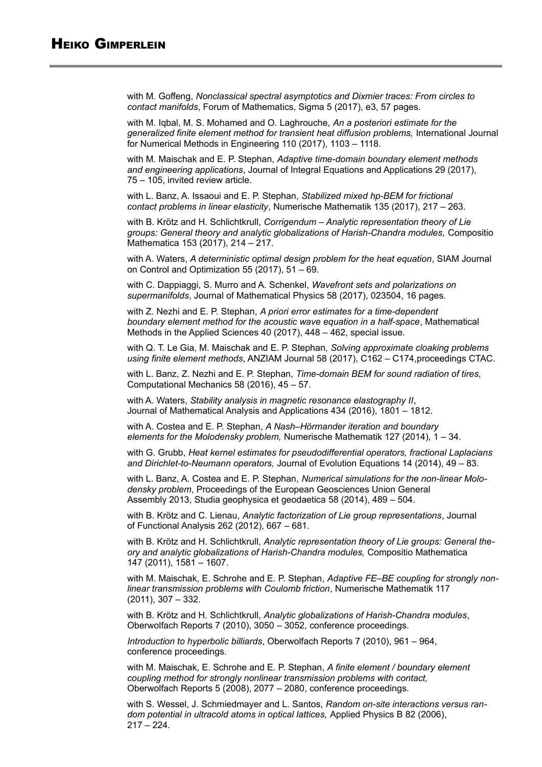with M. Goffeng, *Nonclassical spectral asymptotics and Dixmier traces: From circles to contact manifolds*, Forum of Mathematics, Sigma 5 (2017), e3, 57 pages.

with M. Iqbal, M. S. Mohamed and O. Laghrouche, *An a posteriori estimate for the generalized finite element method for transient heat diffusion problems,* International Journal for Numerical Methods in Engineering 110 (2017), 1103 – 1118.

with M. Maischak and E. P. Stephan, *Adaptive time-domain boundary element methods and engineering applications*, Journal of Integral Equations and Applications 29 (2017), 75 – 105, invited review article.

with L. Banz, A. Issaoui and E. P. Stephan, *Stabilized mixed hp-BEM for frictional contact problems in linear elasticity*, Numerische Mathematik 135 (2017), 217 – 263.

with B. Krötz and H. Schlichtkrull, *Corrigendum – Analytic representation theory of Lie groups: General theory and analytic globalizations of Harish-Chandra modules,* Compositio Mathematica 153 (2017), 214 – 217.

with A. Waters, *A deterministic optimal design problem for the heat equation*, SIAM Journal on Control and Optimization 55 (2017), 51 – 69.

with C. Dappiaggi, S. Murro and A. Schenkel, *Wavefront sets and polarizations on supermanifolds*, Journal of Mathematical Physics 58 (2017), 023504, 16 pages.

with Z. Nezhi and E. P. Stephan, *A priori error estimates for a time-dependent boundary element method for the acoustic wave equation in a half-space*, Mathematical Methods in the Applied Sciences 40 (2017), 448 – 462, special issue.

with Q. T. Le Gia, M. Maischak and E. P. Stephan, *Solving approximate cloaking problems using finite element methods*, ANZIAM Journal 58 (2017), C162 – C174,proceedings CTAC.

with L. Banz, Z. Nezhi and E. P. Stephan, *Time-domain BEM for sound radiation of tires,* Computational Mechanics 58 (2016), 45 – 57.

with A. Waters, *Stability analysis in magnetic resonance elastography II*, Journal of Mathematical Analysis and Applications 434 (2016), 1801 – 1812.

with A. Costea and E. P. Stephan, *A Nash–Hörmander iteration and boundary elements for the Molodensky problem,* Numerische Mathematik 127 (2014), 1 – 34.

with G. Grubb, *Heat kernel estimates for pseudodifferential operators, fractional Laplacians and Dirichlet-to-Neumann operators,* Journal of Evolution Equations 14 (2014), 49 – 83.

with L. Banz, A. Costea and E. P. Stephan, *Numerical simulations for the non-linear Molodensky problem*, Proceedings of the European Geosciences Union General Assembly 2013, Studia geophysica et geodaetica 58 (2014), 489 – 504.

with B. Krötz and C. Lienau, *Analytic factorization of Lie group representations*, Journal of Functional Analysis 262 (2012), 667 – 681.

with B. Krötz and H. Schlichtkrull, *Analytic representation theory of Lie groups: General theory and analytic globalizations of Harish-Chandra modules,* Compositio Mathematica 147 (2011), 1581 – 1607.

with M. Maischak, E. Schrohe and E. P. Stephan, *Adaptive FE–BE coupling for strongly nonlinear transmission problems with Coulomb friction*, Numerische Mathematik 117 (2011), 307 – 332.

with B. Krötz and H. Schlichtkrull, *Analytic globalizations of Harish-Chandra modules*, Oberwolfach Reports 7 (2010), 3050 – 3052, conference proceedings.

*Introduction to hyperbolic billiards*, Oberwolfach Reports 7 (2010), 961 – 964, conference proceedings.

with M. Maischak, E. Schrohe and E. P. Stephan, *A finite element / boundary element coupling method for strongly nonlinear transmission problems with contact,* Oberwolfach Reports 5 (2008), 2077 – 2080, conference proceedings.

with S. Wessel, J. Schmiedmayer and L. Santos, *Random on-site interactions versus random potential in ultracold atoms in optical lattices,* Applied Physics B 82 (2006), 217 – 224.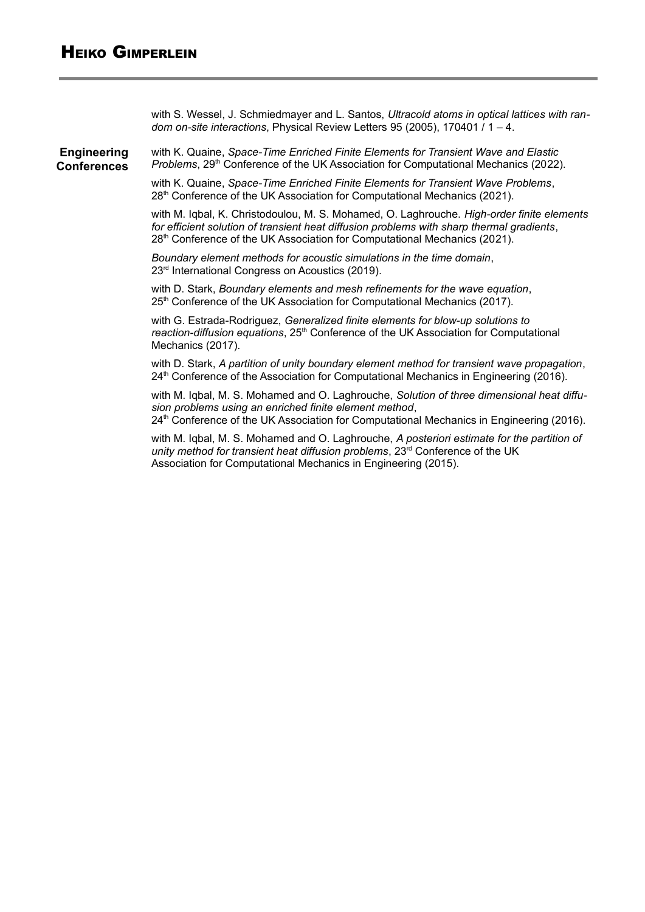with S. Wessel, J. Schmiedmayer and L. Santos, *Ultracold atoms in optical lattices with random on-site interactions*, Physical Review Letters 95 (2005), 170401 / 1 – 4.

**Engineering Conferences**

with K. Quaine, *Space-Time Enriched Finite Elements for Transient Wave and Elastic Problems*, 29th Conference of the UK Association for Computational Mechanics (2022).

with K. Quaine, *Space-Time Enriched Finite Elements for Transient Wave Problems*, 28th Conference of the UK Association for Computational Mechanics (2021).

with M. Iqbal, K. Christodoulou, M. S. Mohamed, O. Laghrouche. *High-order finite elements for efficient solution of transient heat diffusion problems with sharp thermal gradients*, 28th Conference of the UK Association for Computational Mechanics (2021).

*Boundary element methods for acoustic simulations in the time domain*, 23rd International Congress on Acoustics (2019).

with D. Stark, *Boundary elements and mesh refinements for the wave equation*, 25th Conference of the UK Association for Computational Mechanics (2017).

with G. Estrada-Rodriguez, *Generalized finite elements for blow-up solutions to reaction-diffusion equations*, 25th Conference of the UK Association for Computational Mechanics (2017).

with D. Stark, *A partition of unity boundary element method for transient wave propagation*, 24th Conference of the Association for Computational Mechanics in Engineering (2016).

with M. Iqbal, M. S. Mohamed and O. Laghrouche, *Solution of three dimensional heat diffusion problems using an enriched finite element method*, 24th Conference of the UK Association for Computational Mechanics in Engineering (2016).

with M. Iqbal, M. S. Mohamed and O. Laghrouche, *A posteriori estimate for the partition of unity method for transient heat diffusion problems*, 23rd Conference of the UK Association for Computational Mechanics in Engineering (2015).